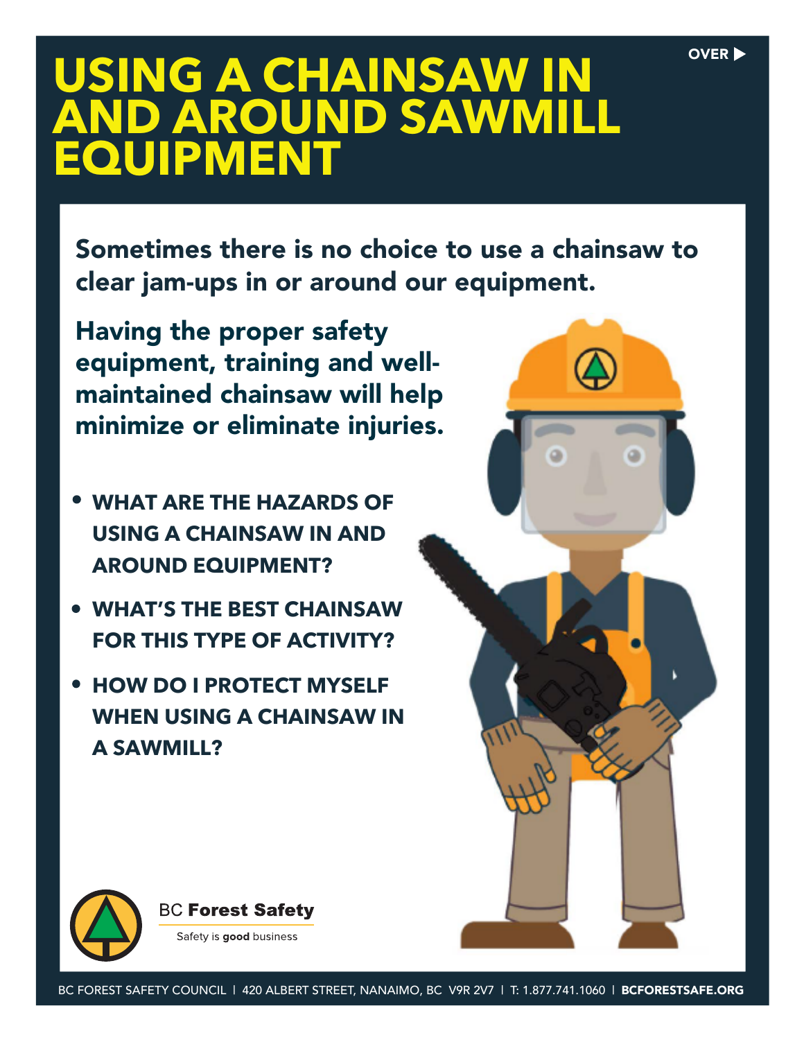# USING A CHAINSAW IN AND AROUND SAWMILL EQUIPMENT

OVER ▶

**Sometimes there is no choice to use a chainsaw to clear jam-ups in or around our equipment.**

**Having the proper safety equipment, training and well-maintained chainsaw will help minimize or eliminate injuries.**

- **WHAT ARE THE HAZARDS OF USING A CHAINSAW IN AND AROUND EQUIPMENT?**
- **WHAT'S THE BEST CHAINSAW FOR THIS TYPE OF ACTIVITY?**
- **HOW DO I PROTECT MYSELF WHEN USING A CHAINSAW IN A SAWMILL?**

BC **Forest Safety**

Safety is **good** business

BC FOREST SAFETY COUNCIL | 420 ALBERT STREET, NANAIMO, BC V9R 2V7 | T: 1.877.741.1060 | **BCFORESTSAFE.ORG**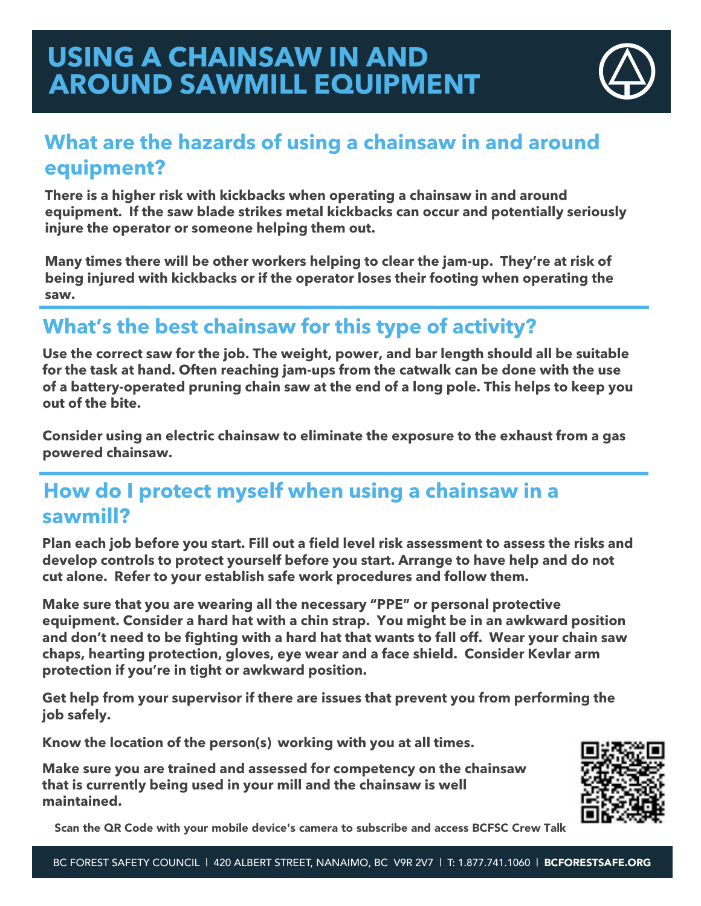# USING A CHAINSAW IN AND AROUND SAWMILL EQUIPMENT

## What are the hazards of using a chainsaw in and around equipment?

**There is a higher risk with kickbacks when operating a chainsaw in and around equipment. If the saw blade strikes metal kickbacks can occur and potentially seriously injure the operator or someone helping them out.**

**Many times there will be other workers helping to clear the jam-up. They're at risk of being injured with kickbacks or if the operator loses their footing when operating the saw.**

## What's the best chainsaw for this type of activity?

**Use the correct saw for the job. The weight, power, and bar length should all be suitable for the task at hand. Often reaching jam-ups from the catwalk can be done with the use of a battery-operated pruning chain saw at the end of a long pole. This helps to keep you out of the bite.**

**Consider using an electric chainsaw to eliminate the exposure to the exhaust from a gas powered chainsaw.**

## How do I protect myself when using a chainsaw in a sawmill?

**Plan each job before you start. Fill out a field level risk assessment to assess the risks and develop controls to protect yourself before you start. Arrange to have help and do not cut alone. Refer to your establish safe work procedures and follow them.**

**Make sure that you are wearing all the necessary "PPE" or personal protective equipment. Consider a hard hat with a chin strap. You might be in an awkward position and don't need to be fighting with a hard hat that wants to fall off. Wear your chain saw chaps, hearting protection, gloves, eye wear and a face shield. Consider Kevlar arm protection if you're in tight or awkward position.**

**Get help from your supervisor if there are issues that prevent you from performing the job safely.**

**Know the location of the person(s) working with you at all times.**

**Make sure you are trained and assessed for competency on the chainsaw that is currently being used in your mill and the chainsaw is well maintained.**

**Scan the QR Code with your mobile device's camera to subscribe and access BCFSC Crew Talk**

BC FOREST SAFETY COUNCIL | 420 ALBERT STREET, NANAIMO, BC V9R 2V7 | T: 1.877.741.1060 | **BCFORESTSAFE.ORG**